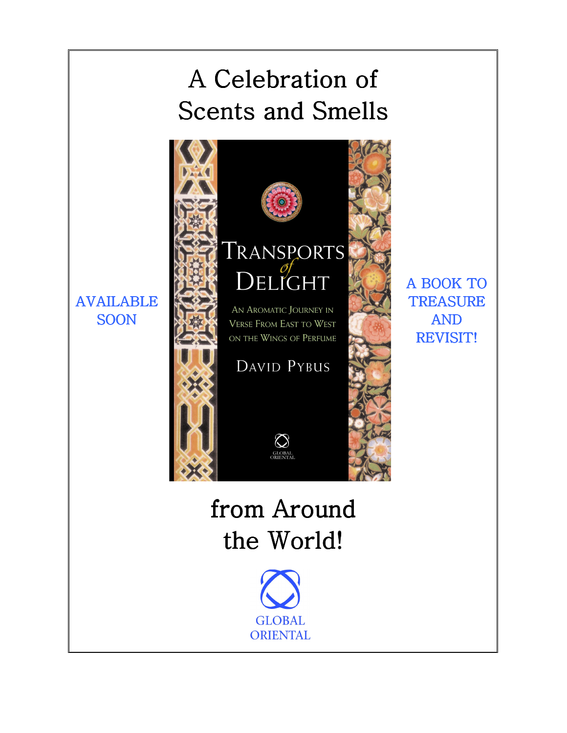# A Celebration of Scents and Smells

AVAILABLE SOON

TRANSPORTS of DELIGHT

AN AROMATIC JOURNEY IN VERSE FROM EAST TO WEST ON THE WINGS OF PERFUME

DAVID PYBUS

GLOBAL ORIENTAL

A BOOK TO TREASURE AND REVISIT!

# from Around the World!

GLOBAL ORIENTAL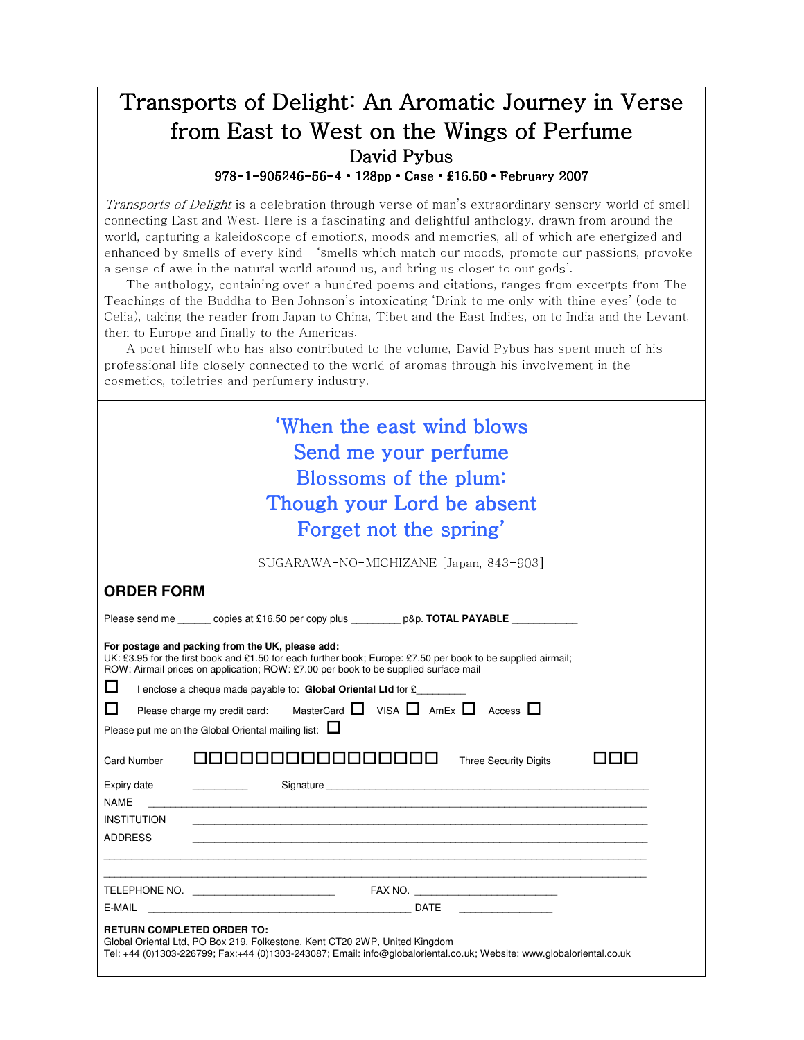# Transports of Delight: An Aromatic Journey in Verse from East to West on the Wings of Perfume

## David Pybus

**978-1-905246-56-4 • 128pp • Case • £16.50 • February 2007**

*Transports of Delight* is a celebration through verse of man's extraordinary sensory world of smell connecting East and West. Here is a fascinating and delightful anthology, drawn from around the world, capturing a kaleidoscope of emotions, moods and memories, all of which are energized and enhanced by smells of every kind – 'smells which match our moods, promote our passions, provoke a sense of awe in the natural world around us, and bring us closer to our gods'.

The anthology, containing over a hundred poems and citations, ranges from excerpts from The Teachings of the Buddha to Ben Johnson's intoxicating 'Drink to me only with thine eyes' (ode to Celia), taking the reader from Japan to China, Tibet and the East Indies, on to India and the Levant, then to Europe and finally to the Americas.

A poet himself who has also contributed to the volume, David Pybus has spent much of his professional life closely connected to the world of aromas through his involvement in the cosmetics, toiletries and perfumery industry.

'When the east wind blows  
Send me your perfume  
Blossoms of the plum:  
Though your Lord be absent  
Forget not the spring'

SUGARAWA-NO-MICHIZANE [Japan, 843-903]

## ORDER FORM

Please send me ______ copies at £16.50 per copy plus _________ p&p. **TOTAL PAYABLE** ____________

**For postage and packing from the UK, please add:**  
UK: £3.95 for the first book and £1.50 for each further book; Europe: £7.50 per book to be supplied airmail; ROW: Airmail prices on application; ROW: £7.00 per book to be supplied surface mail

☐ I enclose a cheque made payable to: **Global Oriental Ltd** for £_________

☐ Please charge my credit card: MasterCard ☐ VISA ☐ AmEx ☐ Access ☐

Please put me on the Global Oriental mailing list: ☐

Card Number ☐☐☐☐☐☐☐☐☐☐☐☐☐☐☐☐ Three Security Digits ☐☐☐

Expiry date __________ Signature ____________________________________________

NAME ____________________________________________________________________

INSTITUTION ______________________________________________________________

ADDRESS _________________________________________________________________

__________________________________________________________________________

__________________________________________________________________________

TELEPHONE NO. _________________________ FAX NO. _________________________

E-MAIL ______________________________________________ DATE _________________

**RETURN COMPLETED ORDER TO:**  
Global Oriental Ltd, PO Box 219, Folkestone, Kent CT20 2WP, United Kingdom  
Tel: +44 (0)1303-226799; Fax:+44 (0)1303-243087; Email: info@globaloriental.co.uk; Website: www.globaloriental.co.uk